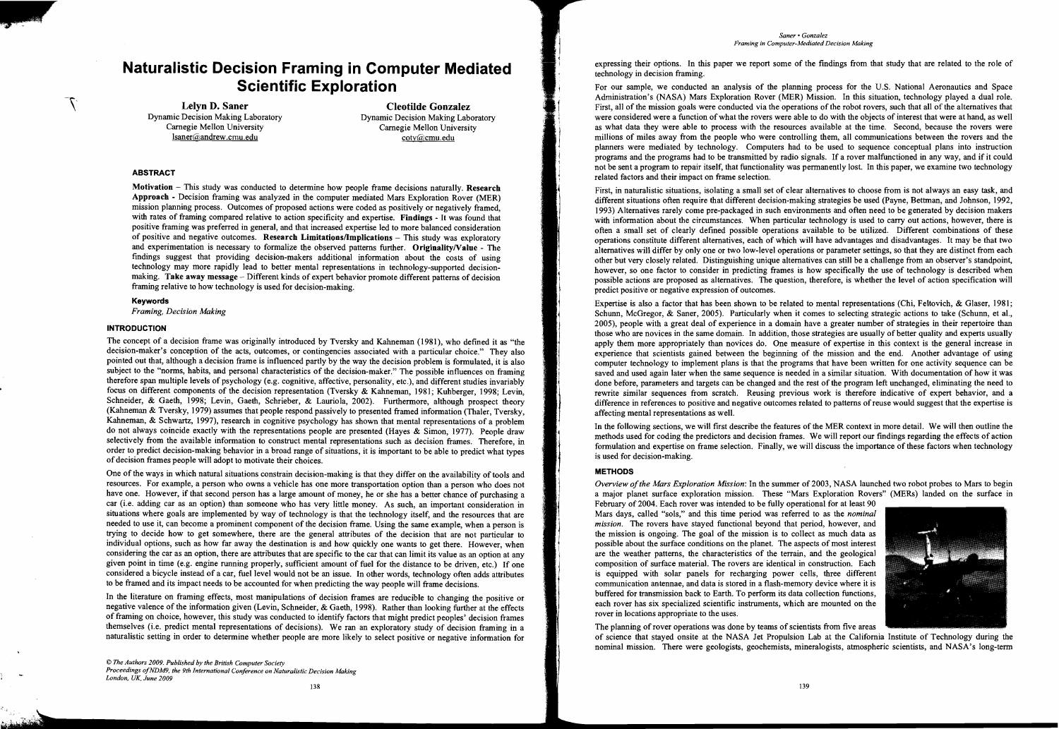# Naturalistic Decision Framing in Computer Mediated Scientific Exploration

**Lelyn D. Saner**
Dynamic Decision Making Laboratory
Carnegie Mellon University
lsaner@andrew.cmu.edu

**Cleotilde Gonzalez**
Dynamic Decision Making Laboratory
Carnegie Mellon University
coty@cmu.edu

## ABSTRACT

**Motivation** – This study was conducted to determine how people frame decisions naturally. **Research Approach** - Decision framing was analyzed in the computer mediated Mars Exploration Rover (MER) mission planning process. Outcomes of proposed actions were coded as positively or negatively framed, with rates of framing compared relative to action specificity and expertise. **Findings** - It was found that positive framing was preferred in general, and that increased expertise led to more balanced consideration of positive and negative outcomes. **Research Limitations/Implications** – This study was exploratory and experimentation is necessary to formalize the observed patterns further. **Originality/Value** - The findings suggest that providing decision-makers additional information about the costs of using technology may more rapidly lead to better mental representations in technology-supported decision-making. **Take away message** – Different kinds of expert behavior promote different patterns of decision framing relative to how technology is used for decision-making.

### Keywords

*Framing, Decision Making*

## INTRODUCTION

The concept of a decision frame was originally introduced by Tversky and Kahneman (1981), who defined it as "the decision-maker's conception of the acts, outcomes, or contingencies associated with a particular choice." They also pointed out that, although a decision frame is influenced partly by the way the decision problem is formulated, it is also subject to the "norms, habits, and personal characteristics of the decision-maker." The possible influences on framing therefore span multiple levels of psychology (e.g. cognitive, affective, personality, etc.), and different studies invariably focus on different components of the decision representation (Tversky & Kahneman, 1981; Kuhberger, 1998; Levin, Schneider, & Gaeth, 1998; Levin, Gaeth, Schrieber, & Lauriola, 2002). Furthermore, although prospect theory (Kahneman & Tversky, 1979) assumes that people respond passively to presented framed information (Thaler, Tversky, Kahneman, & Schwartz, 1997), research in cognitive psychology has shown that mental representations of a problem do not always coincide exactly with the representations people are presented (Hayes & Simon, 1977). People draw selectively from the available information to construct mental representations such as decision frames. Therefore, in order to predict decision-making behavior in a broad range of situations, it is important to be able to predict what types of decision frames people will adopt to motivate their choices.

One of the ways in which natural situations constrain decision-making is that they differ on the availability of tools and resources. For example, a person who owns a vehicle has one more transportation option than a person who does not have one. However, if that second person has a large amount of money, he or she has a better chance of purchasing a car (i.e. adding car as an option) than someone who has very little money. As such, an important consideration in situations where goals are implemented by way of technology is that the technology itself, and the resources that are needed to use it, can become a prominent component of the decision frame. Using the same example, when a person is trying to decide how to get somewhere, there are the general attributes of the decision that are not particular to individual options, such as how far away the destination is and how quickly one wants to get there. However, when considering the car as an option, there are attributes that are specific to the car that can limit its value as an option at any given point in time (e.g. engine running properly, sufficient amount of fuel for the distance to be driven, etc.) If one considered a bicycle instead of a car, fuel level would not be an issue. In other words, technology often adds attributes to be framed and its impact needs to be accounted for when predicting the way people will frame decisions.

In the literature on framing effects, most manipulations of decision frames are reducible to changing the positive or negative valence of the information given (Levin, Schneider, & Gaeth, 1998). Rather than looking further at the effects of framing on choice, however, this study was conducted to identify factors that might predict peoples' decision frames themselves (i.e. predict mental representations of decisions). We ran an exploratory study of decision framing in a naturalistic setting in order to determine whether people are more likely to select positive or negative information for expressing their options. In this paper we report some of the findings from that study that are related to the role of technology in decision framing.

For our sample, we conducted an analysis of the planning process for the U.S. National Aeronautics and Space Administration's (NASA) Mars Exploration Rover (MER) Mission. In this situation, technology played a dual role. First, all of the mission goals were conducted via the operations of the robot rovers, such that all of the alternatives that were considered were a function of what the rovers were able to do with the objects of interest that were at hand, as well as what data they were able to process with the resources available at the time. Second, because the rovers were millions of miles away from the people who were controlling them, all communications between the rovers and the planners were mediated by technology. Computers had to be used to sequence conceptual plans into instruction programs and the programs had to be transmitted by radio signals. If a rover malfunctioned in any way, and if it could not be sent a program to repair itself, that functionality was permanently lost. In this paper, we examine two technology related factors and their impact on frame selection.

First, in naturalistic situations, isolating a small set of clear alternatives to choose from is not always an easy task, and different situations often require that different decision-making strategies be used (Payne, Bettman, and Johnson, 1992, 1993) Alternatives rarely come pre-packaged in such environments and often need to be generated by decision makers with information about the circumstances. When particular technology is used to carry out actions, however, there is often a small set of clearly defined possible operations available to be utilized. Different combinations of these operations constitute different alternatives, each of which will have advantages and disadvantages. It may be that two alternatives will differ by only one or two low-level operations or parameter settings, so that they are distinct from each other but very closely related. Distinguishing unique alternatives can still be a challenge from an observer's standpoint, however, so one factor to consider in predicting frames is how specifically the use of technology is described when possible actions are proposed as alternatives. The question, therefore, is whether the level of action specification will predict positive or negative expression of outcomes.

Expertise is also a factor that has been shown to be related to mental representations (Chi, Feltovich, & Glaser, 1981; Schunn, McGregor, & Saner, 2005). Particularly when it comes to selecting strategic actions to take (Schunn, et al., 2005), people with a great deal of experience in a domain have a greater number of strategies in their repertoire than those who are novices in the same domain. In addition, those strategies are usually of better quality and experts usually apply them more appropriately than novices do. One measure of expertise in this context is the general increase in experience that scientists gained between the beginning of the mission and the end. Another advantage of using computer technology to implement plans is that the programs that have been written for one activity sequence can be saved and used again later when the same sequence is needed in a similar situation. With documentation of how it was done before, parameters and targets can be changed and the rest of the program left unchanged, eliminating the need to rewrite similar sequences from scratch. Reusing previous work is therefore indicative of expert behavior, and a difference in references to positive and negative outcomes related to patterns of reuse would suggest that the expertise is affecting mental representations as well.

In the following sections, we will first describe the features of the MER context in more detail. We will then outline the methods used for coding the predictors and decision frames. We will report our findings regarding the effects of action formulation and expertise on frame selection. Finally, we will discuss the importance of these factors when technology is used for decision-making.

## METHODS

*Overview of the Mars Exploration Mission*: In the summer of 2003, NASA launched two robot probes to Mars to begin a major planet surface exploration mission. These "Mars Exploration Rovers" (MERs) landed on the surface in February of 2004. Each rover was intended to be fully operational for at least 90 Mars days, called "sols," and this time period was referred to as the *nominal mission*. The rovers have stayed functional beyond that period, however, and the mission is ongoing. The goal of the mission is to collect as much data as possible about the surface conditions on the planet. The aspects of most interest are the weather patterns, the characteristics of the terrain, and the geological composition of surface material. The rovers are identical in construction. Each is equipped with solar panels for recharging power cells, three different communication antennae, and data is stored in a flash-memory device where it is buffered for transmission back to Earth. To perform its data collection functions, each rover has six specialized scientific instruments, which are mounted on the rover in locations appropriate to the uses.

The planning of rover operations was done by teams of scientists from five areas of science that stayed onsite at the NASA Jet Propulsion Lab at the California Institute of Technology during the nominal mission. There were geologists, geochemists, mineralogists, atmospheric scientists, and NASA's long-term

© The Authors 2009. Published by the British Computer Society
Proceedings of NDM9, the 9th International Conference on Naturalistic Decision Making
London, UK, June 2009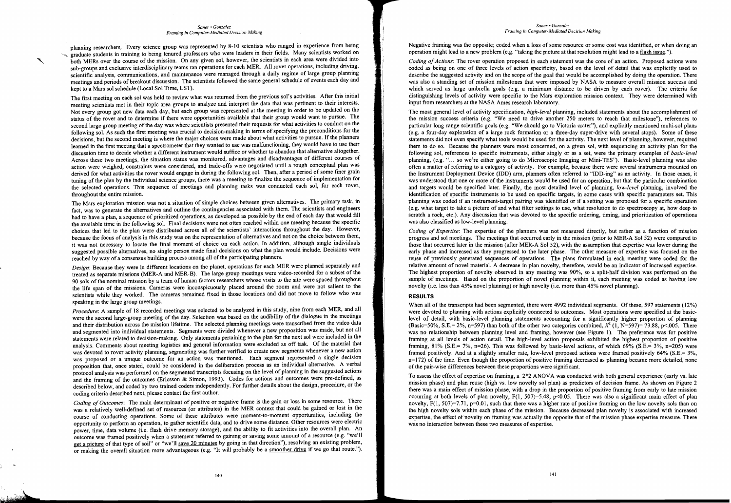planning researchers. Every science group was represented by 8-10 scientists who ranged in experience from being graduate students in training to being tenured professors who were leaders in their fields. Many scientists worked on both MERs over the course of the mission. On any given sol, however, the scientists in each area were divided into sub-groups and exclusive interdisciplinary teams ran operations for each MER. All rover operations, including driving, scientific analysis, communications, and maintenance were managed through a daily regime of large group planning meetings and periods of breakout discussion. The scientists followed the same general schedule of events each day and kept to a Mars sol schedule (Local Sol Time, LST).

The first meeting on each sol was held to review what was returned from the previous sol's activities. After this initial meeting scientists met in their topic area groups to analyze and interpret the data that was pertinent to their interests. Not every group got new data each day, but each group was represented at the meeting in order to be updated on the status of the rover and to determine if there were opportunities available that their group would want to pursue. The second large group meeting of the day was where scientists presented their requests for what activities to conduct on the following sol. As such the first meeting was crucial to decision-making in terms of specifying the preconditions for the decisions, but the second meeting is where the major choices were made about what activities to pursue. If the planners learned in the first meeting that a spectrometer that they wanted to use was malfunctioning, they would have to use their discussion time to decide whether a different instrument would suffice or whether to abandon that alternative altogether. Across these two meetings, the situation status was monitored, advantages and disadvantages of different courses of action were weighed, constraints were considered, and trade-offs were negotiated until a rough conceptual plan was derived for what activities the rover would engage in during the following sol. Then, after a period of some finer grain tuning of the plan by the individual science groups, there was a meeting to finalize the sequence of implementation for the selected operations. This sequence of meetings and planning tasks was conducted each sol, for each rover, throughout the entire mission.

The Mars exploration mission was not a situation of simple choices between given alternatives. The primary task, in fact, was to generate the alternatives and outline the contingencies associated with them. The scientists and engineers had to have a plan, a sequence of prioritized operations, as developed as possible by the end of each day that would fill the available time in the following sol. Final decisions were not often reached within one meeting because the specific choices that led to the plan were distributed across all of the scientists' interactions throughout the day. However, because the focus of analysis in this study was on the representation of alternatives and not on the choice between them, it was not necessary to locate the final moment of choice on each action. In addition, although single individuals suggested possible alternatives, no single person made final decisions on what the plan would include. Decisions were reached by way of a consensus building process among all of the participating planners.

*Design*: Because they were in different locations on the planet, operations for each MER were planned separately and treated as separate missions (MER-A and MER-B). The large group meetings were video-recorded for a subset of the 90 sols of the nominal mission by a team of human factors researchers whose visits to the site were spaced throughout the life span of the missions. Cameras were inconspicuously placed around the room and were not salient to the scientists while they worked. The cameras remained fixed in those locations and did not move to follow who was speaking in the large group meetings.

*Procedure*: A sample of 18 recorded meetings was selected to be analyzed in this study, nine from each MER, and all were the second large-group meeting of the day. Selection was based on the audibility of the dialogue in the meetings and their distribution across the mission lifetime. The selected planning meetings were transcribed from the video data and segmented into individual statements. Segments were divided whenever a new proposition was made, but not all statements were related to decision-making. Only statements pertaining to the plan for the next sol were included in the analysis. Comments about meeting logistics and general information were excluded as off task. Of the material that was devoted to rover activity planning, segmenting was further verified to create new segments whenever a new action was proposed or a unique outcome for an action was mentioned. Each segment represented a single decision proposition that, once stated, could be considered in the deliberation process as an individual alternative. A verbal protocol analysis was performed on the segmented transcripts focusing on the level of planning in the suggested actions and the framing of the outcomes (Ericsson & Simon, 1993). Codes for actions and outcomes were pre-defined, as described below, and coded by two trained coders independently. For further details about the design, procedure, or the coding criteria described next, please contact the first author.

*Coding of Outcomes*: The main determinant of positive or negative frame is the gain or loss in some resource. There was a relatively well-defined set of resources (or attributes) in the MER context that could be gained or lost in the course of conducting operations. Some of these attributes were moment-to-moment opportunities, including the opportunity to perform an operation, to gather scientific data, and to drive some distance. Other resources were electric power, time, data volume (i.e. flash drive memory storage), and the ability to fit activities into the overall plan. An outcome was framed positively when a statement referred to gaining or saving some amount of a resource (e.g. "we'll get a picture of that type of soil" or "we'll save 20 minutes by going in that direction"), resolving an existing problem, or making the overall situation more advantageous (e.g. "It will probably be a smoother drive if we go that route."). Negative framing was the opposite; coded when a loss of some resource or some cost was identified, or when doing an operation might lead to a new problem (e.g. "taking the picture at that resolution might lead to a flash issue.").

*Coding of Actions*: The rover operation proposed in each statement was the core of an action. Proposed actions were coded as being on one of three levels of action specificity, based on the level of detail that was explicitly used to describe the suggested activity and on the scope of the goal that would be accomplished by doing the operation. There was also a standing set of mission milestones that were imposed by NASA to measure overall mission success and which served as large umbrella goals (e.g. a minimum distance to be driven by each rover). The criteria for distinguishing levels of activity were specific to the Mars exploration mission context. They were determined with input from researchers at the NASA Ames research laboratory.

The most general level of activity specification, *high-level* planning, included statements about the accomplishment of the mission success criteria (e.g. "We need to drive another 250 meters to reach that milestone"), references to particular long-range scientific goals (e.g. "We should go to Victoria crater"), and explicitly mentioned multi-sol plans (e.g. a four-day exploration of a large rock formation or a three-day super-drive with several stops). Some of these statements did not even specify what tools would be used for the activity. The next level of planning, however, required them to do so. Because the planners were most concerned, on a given sol, with sequencing an activity plan for the following sol, references to specific instruments, either singly or as a set, were the primary examples of *basic-level* planning, (e.g. "... so we're either going to do Microscopic Imaging or Mini-TES"). Basic-level planning was also often a matter of referring to a category of activity. For example, because there were several instruments mounted on the Instrument Deployment Device (IDD) arm, planners often referred to "IDD-ing" as an activity. In those cases, it was understood that one or more of the instruments would be used for an operation, but that the particular combination and targets would be specified later. Finally, the most detailed level of planning, *low-level* planning, involved the identification of specific instruments to be used on specific targets, in some cases with specific parameters set. This planning was coded if an instrument-target pairing was identified or if a setting was proposed for a specific operation (e.g. what target to take a picture of and what filter settings to use, what resolution to do spectroscopy at, how deep to scratch a rock, etc.). Any discussion that was devoted to the specific ordering, timing, and prioritization of operations was also classified as low-level planning.

*Coding of Expertise*: The expertise of the planners was not measured directly, but rather as a function of mission progress and sol meetings. The meetings that occurred early in the mission (prior to MER-A Sol 52) were compared to those that occurred later in the mission (after MER-A Sol 52), with the assumption that expertise was lower during the early phase and increased as they progressed to the later phase. The other measure of expertise was focused on the reuse of previously generated sequences of operations. The plans formulated in each meeting were coded for the relative amount of novel material. A decrease in plan novelty, therefore, would be an indicator of increased expertise. The highest proportion of novelty observed in any meeting was 90%, so a split-half division was performed on the sample of meetings. Based on the proportion of novel planning within it, each meeting was coded as having low novelty (i.e. less than 45% novel planning) or high novelty (i.e. more than 45% novel planning).

## RESULTS

When all of the transcripts had been segmented, there were 4992 individual segments. Of these, 597 statements (12%) were devoted to planning with actions explicitly connected to outcomes. Most operations were specified at the basic-level of detail, with basic-level planning statements accounting for a significantly higher proportion of planning (Basic=50%, S.E.= 2%, n=597) than both of the other two categories combined, $\chi^2$ (1, N=597)= 73.88, p<.005. There was no relationship between planning level and framing, however (see Figure 1). The preference was for positive framing at all levels of action detail. The high-level action proposals exhibited the highest proportion of positive framing, 81% (S.E.= 7%, n=26). This was followed by basic-level actions, of which 69% (S.E.= 3%, n=205) were framed positively. And at a slightly smaller rate, low-level proposed actions were framed positively 64% (S.E.= 3%, n=172) of the time. Even though the proportion of positive framing decreased as planning became more detailed, none of the pair-wise differences between these proportions were significant.

To assess the effect of expertise on framing, a 2*2 ANOVA was conducted with both general experience (early vs. late mission phase) and plan reuse (high vs. low novelty sol plan) as predictors of decision frame. As shown on Figure 2 there was a main effect of mission phase, with a drop in the proportion of positive framing from early to late mission occurring at both levels of plan novelty, F(1, 507)=5.48, p<0.05. There was also a significant main effect of plan novelty, F(1, 507)=7.71, p=0.01, such that there was a higher rate of positive framing on the low novelty sols than on the high novelty sols within each phase of the mission. Because decreased plan novelty is associated with increased expertise, the effect of novelty on framing was actually the opposite that of the mission phase expertise measure. There was no interaction between these two measures of expertise.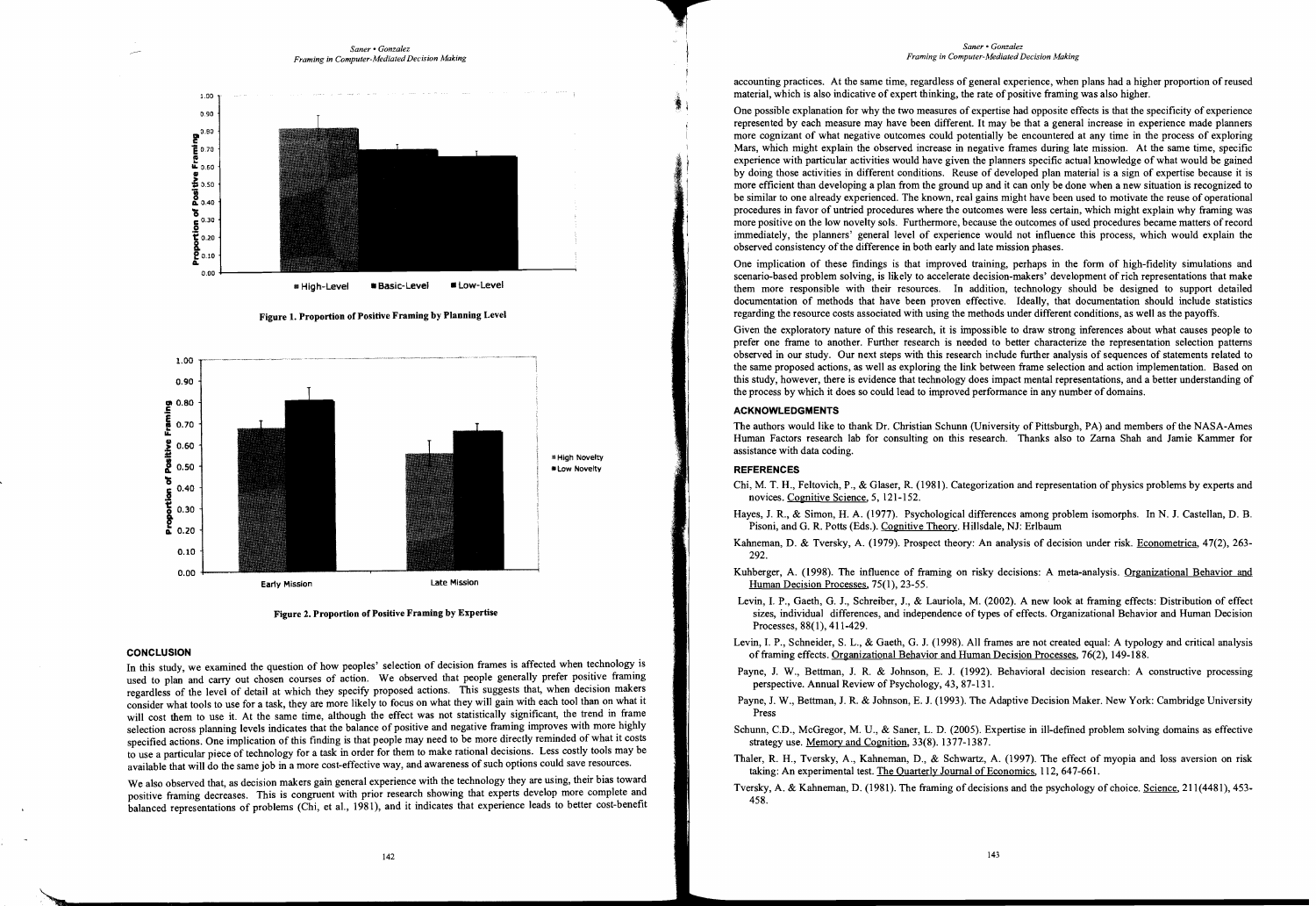1.00
0.90
0.80
0.70
0.60
0.50
0.40
0.30
0.20
0.10
0.00

Proportion of Positive Framing

High-Level Basic-Level Low-Level

**Figure 1. Proportion of Positive Framing by Planning Level**

1.00
0.90
0.80
0.70
0.60
0.50
0.40
0.30
0.20
0.10
0.00

Proportion of Positive Framing

Early Mission Late Mission

High Novelty
Low Novelty

**Figure 2. Proportion of Positive Framing by Expertise**

## CONCLUSION

In this study, we examined the question of how peoples' selection of decision frames is affected when technology is used to plan and carry out chosen courses of action. We observed that people generally prefer positive framing regardless of the level of detail at which they specify proposed actions. This suggests that, when decision makers consider what tools to use for a task, they are more likely to focus on what they will gain with each tool than on what it will cost them to use it. At the same time, although the effect was not statistically significant, the trend in frame selection across planning levels indicates that the balance of positive and negative framing improves with more highly specified actions. One implication of this finding is that people may need to be more directly reminded of what it costs to use a particular piece of technology for a task in order for them to make rational decisions. Less costly tools may be available that will do the same job in a more cost-effective way, and awareness of such options could save resources.

We also observed that, as decision makers gain general experience with the technology they are using, their bias toward positive framing decreases. This is congruent with prior research showing that experts develop more complete and balanced representations of problems (Chi, et al., 1981), and it indicates that experience leads to better cost-benefit accounting practices. At the same time, regardless of general experience, when plans had a higher proportion of reused material, which is also indicative of expert thinking, the rate of positive framing was also higher.

One possible explanation for why the two measures of expertise had opposite effects is that the specificity of experience represented by each measure may have been different. It may be that a general increase in experience made planners more cognizant of what negative outcomes could potentially be encountered at any time in the process of exploring Mars, which might explain the observed increase in negative frames during late mission. At the same time, specific experience with particular activities would have given the planners specific actual knowledge of what would be gained by doing those activities in different conditions. Reuse of developed plan material is a sign of expertise because it is more efficient than developing a plan from the ground up and it can only be done when a new situation is recognized to be similar to one already experienced. The known, real gains might have been used to motivate the reuse of operational procedures in favor of untried procedures where the outcomes were less certain, which might explain why framing was more positive on the low novelty sols. Furthermore, because the outcomes of used procedures became matters of record immediately, the planners' general level of experience would not influence this process, which would explain the observed consistency of the difference in both early and late mission phases.

One implication of these findings is that improved training, perhaps in the form of high-fidelity simulations and scenario-based problem solving, is likely to accelerate decision-makers' development of rich representations that make them more responsible with their resources. In addition, technology should be designed to support detailed documentation of methods that have been proven effective. Ideally, that documentation should include statistics regarding the resource costs associated with using the methods under different conditions, as well as the payoffs.

Given the exploratory nature of this research, it is impossible to draw strong inferences about what causes people to prefer one frame to another. Further research is needed to better characterize the representation selection patterns observed in our study. Our next steps with this research include further analysis of sequences of statements related to the same proposed actions, as well as exploring the link between frame selection and action implementation. Based on this study, however, there is evidence that technology does impact mental representations, and a better understanding of the process by which it does so could lead to improved performance in any number of domains.

## ACKNOWLEDGMENTS

The authors would like to thank Dr. Christian Schunn (University of Pittsburgh, PA) and members of the NASA-Ames Human Factors research lab for consulting on this research. Thanks also to Zarna Shah and Jamie Kammer for assistance with data coding.

## REFERENCES

Chi, M. T. H., Feltovich, P., & Glaser, R. (1981). Categorization and representation of physics problems by experts and novices. Cognitive Science, 5, 121-152.

Hayes, J. R., & Simon, H. A. (1977). Psychological differences among problem isomorphs. In N. J. Castellan, D. B. Pisoni, and G. R. Potts (Eds.). Cognitive Theory. Hillsdale, NJ: Erlbaum

Kahneman, D. & Tversky, A. (1979). Prospect theory: An analysis of decision under risk. Econometrica, 47(2), 263-292.

Kuhberger, A. (1998). The influence of framing on risky decisions: A meta-analysis. Organizational Behavior and Human Decision Processes, 75(1), 23-55.

Levin, I. P., Gaeth, G. J., Schreiber, J., & Lauriola, M. (2002). A new look at framing effects: Distribution of effect sizes, individual differences, and independence of types of effects. Organizational Behavior and Human Decision Processes, 88(1), 411-429.

Levin, I. P., Schneider, S. L., & Gaeth, G. J. (1998). All frames are not created equal: A typology and critical analysis of framing effects. Organizational Behavior and Human Decision Processes, 76(2), 149-188.

Payne, J. W., Bettman, J. R. & Johnson, E. J. (1992). Behavioral decision research: A constructive processing perspective. Annual Review of Psychology, 43, 87-131.

Payne, J. W., Bettman, J. R. & Johnson, E. J. (1993). The Adaptive Decision Maker. New York: Cambridge University Press

Schunn, C.D., McGregor, M. U., & Saner, L. D. (2005). Expertise in ill-defined problem solving domains as effective strategy use. Memory and Cognition, 33(8). 1377-1387.

Thaler, R. H., Tversky, A., Kahneman, D., & Schwartz, A. (1997). The effect of myopia and loss aversion on risk taking: An experimental test. The Quarterly Journal of Economics, 112, 647-661.

Tversky, A. & Kahneman, D. (1981). The framing of decisions and the psychology of choice. Science, 211(4481), 453-458.